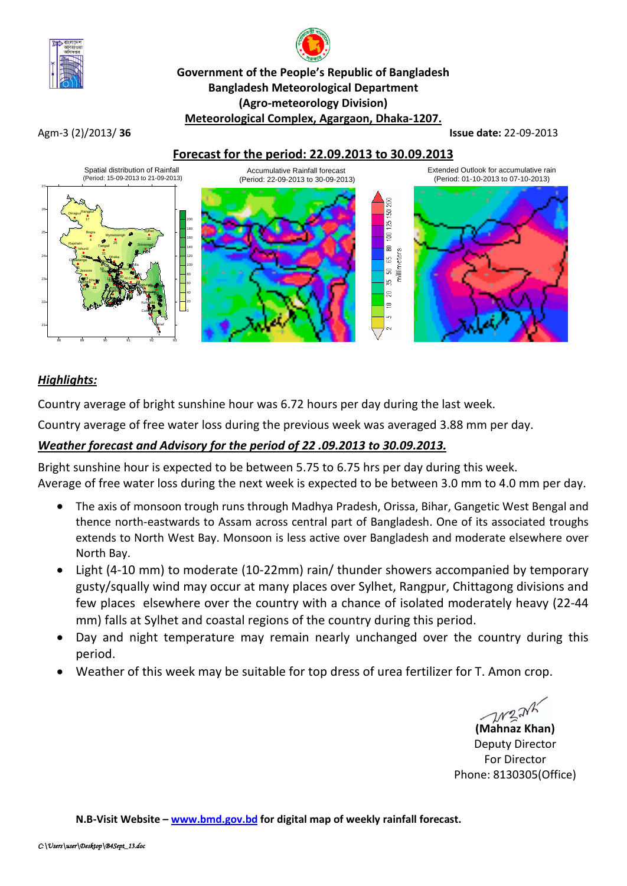**Government of the People's Republic of Bangladesh**
**Bangladesh Meteorological Department**
**(Agro-meteorology Division)**
**Meteorological Complex, Agargaon, Dhaka-1207.**

Agm-3 (2)/2013/ **36** **Issue date:** 22-09-2013

## Forecast for the period: 22.09.2013 to 30.09.2013

Spatial distribution of Rainfall (Period: 15-09-2013 to 21-09-2013)

Accumulative Rainfall forecast (Period: 22-09-2013 to 30-09-2013)

Extended Outlook for accumulative rain (Period: 01-10-2013 to 07-10-2013)

### *Highlights:*

Country average of bright sunshine hour was 6.72 hours per day during the last week.

Country average of free water loss during the previous week was averaged 3.88 mm per day.

### *Weather forecast and Advisory for the period of 22 .09.2013 to 30.09.2013.*

Bright sunshine hour is expected to be between 5.75 to 6.75 hrs per day during this week.
Average of free water loss during the next week is expected to be between 3.0 mm to 4.0 mm per day.

- The axis of monsoon trough runs through Madhya Pradesh, Orissa, Bihar, Gangetic West Bengal and thence north-eastwards to Assam across central part of Bangladesh. One of its associated troughs extends to North West Bay. Monsoon is less active over Bangladesh and moderate elsewhere over North Bay.
- Light (4-10 mm) to moderate (10-22mm) rain/ thunder showers accompanied by temporary gusty/squally wind may occur at many places over Sylhet, Rangpur, Chittagong divisions and few places elsewhere over the country with a chance of isolated moderately heavy (22-44 mm) falls at Sylhet and coastal regions of the country during this period.
- Day and night temperature may remain nearly unchanged over the country during this period.
- Weather of this week may be suitable for top dress of urea fertilizer for T. Amon crop.

**(Mahnaz Khan)**
Deputy Director
For Director
Phone: 8130305(Office)

**N.B-Visit Website – www.bmd.gov.bd for digital map of weekly rainfall forecast.**

*C:\Users\user\Desktop\B4Sept_13.doc*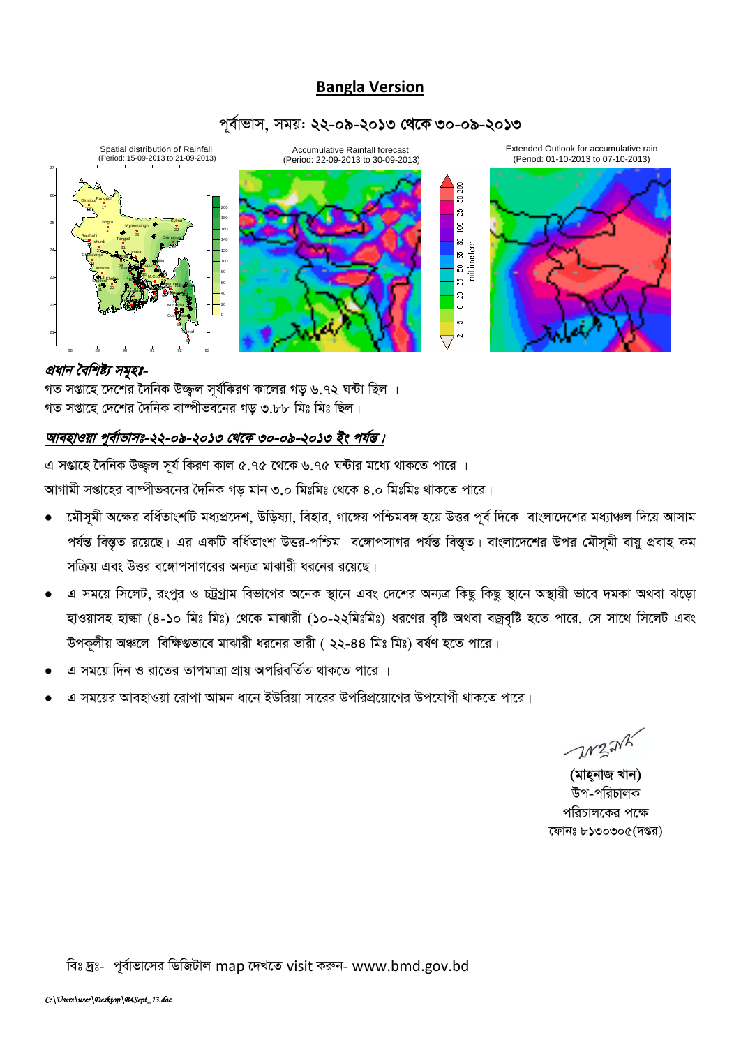# Bangla Version

## পূর্বাভাস, সময়: ২২-০৯-২০১৩ থেকে ৩০-০৯-২০১৩

Spatial distribution of Rainfall (Period: 15-09-2013 to 21-09-2013)

Accumulative Rainfall forecast (Period: 22-09-2013 to 30-09-2013)

Extended Outlook for accumulative rain (Period: 01-10-2013 to 07-10-2013)

***প্রধান বৈশিষ্ট্য সমূহঃ-***

গত সপ্তাহে দেশের দৈনিক উজ্জ্বল সূর্যকিরণ কালের গড় ৬.৭২ ঘন্টা ছিল ।
গত সপ্তাহে দেশের দৈনিক বাষ্পীভবনের গড় ৩.৮৮ মিঃ মিঃ ছিল।

***আবহাওয়া পূর্বাভাসঃ-২২-০৯-২০১৩ থেকে ৩০-০৯-২০১৩ ইং পর্যন্ত।***

এ সপ্তাহে দৈনিক উজ্জ্বল সূর্য কিরণ কাল ৫.৭৫ থেকে ৬.৭৫ ঘন্টার মধ্যে থাকতে পারে ।
আগামী সপ্তাহের বাষ্পীভবনের দৈনিক গড় মান ৩.০ মিঃমিঃ থেকে ৪.০ মিঃমিঃ থাকতে পারে।

- মৌসুমী অক্ষের বর্ধিতাংশটি মধ্যপ্রদেশ, উড়িষ্যা, বিহার, গাঙ্গেয় পশ্চিমবঙ্গ হয়ে উত্তর পূর্ব দিকে বাংলাদেশের মধ্যাঞ্চল দিয়ে আসাম পর্যন্ত বিস্তৃত রয়েছে। এর একটি বর্ধিতাংশ উত্তর-পশ্চিম বঙ্গোপসাগর পর্যন্ত বিস্তৃত। বাংলাদেশের উপর মৌসুমী বায়ু প্রবাহ কম সক্রিয় এবং উত্তর বঙ্গোপসাগরের অন্যত্র মাঝারী ধরনের রয়েছে।
- এ সময়ে সিলেট, রংপুর ও চট্রগ্রাম বিভাগের অনেক স্থানে এবং দেশের অন্যত্র কিছু কিছু স্থানে অস্থায়ী ভাবে দমকা অথবা ঝড়ো হাওয়াসহ হাল্কা (৪-১০ মিঃ মিঃ) থেকে মাঝারী (১০-২২মিঃমিঃ) ধরণের বৃষ্টি অথবা বজ্রবৃষ্টি হতে পারে, সে সাথে সিলেট এবং উপকূলীয় অঞ্চলে বিক্ষিপ্তভাবে মাঝারী ধরনের ভারী ( ২২-৪৪ মিঃ মিঃ) বর্ষণ হতে পারে।
- এ সময়ে দিন ও রাতের তাপমাত্রা প্রায় অপরিবর্তিত থাকতে পারে ।
- এ সময়ের আবহাওয়া রোপা আমন ধানে ইউরিয়া সারের উপরিপ্রয়োগের উপযোগী থাকতে পারে।

(মাহ্নাজ খান)
উপ-পরিচালক
পরিচালকের পক্ষে
ফোনঃ ৮১৩০৩০৫(দপ্তর)

বিঃ দ্রঃ- পূর্বাভাসের ডিজিটাল map দেখতে visit করুন- www.bmd.gov.bd

C:\Users\user\Desktop\B4Sept_13.doc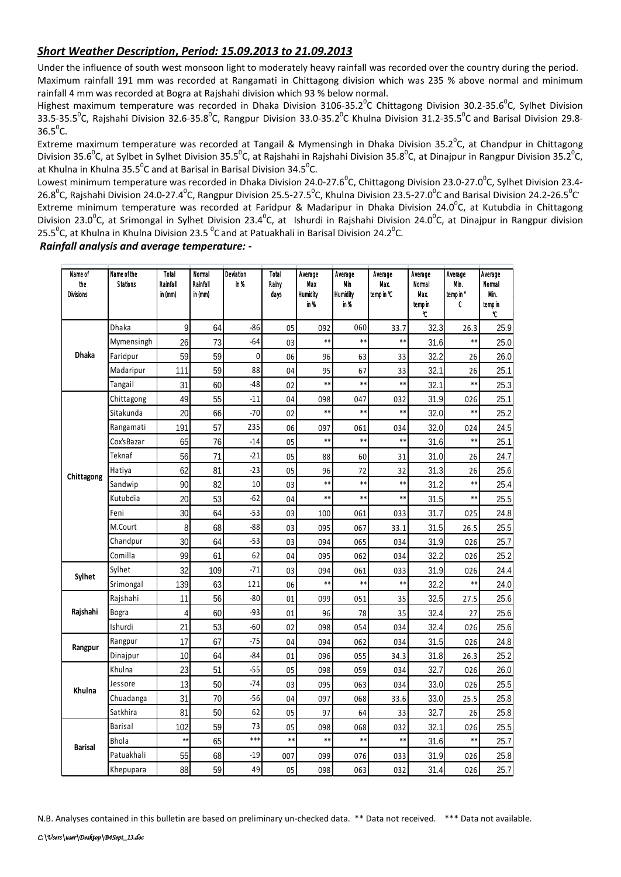## ***Short Weather Description, Period: 15.09.2013 to 21.09.2013***

Under the influence of south west monsoon light to moderately heavy rainfall was recorded over the country during the period. Maximum rainfall 191 mm was recorded at Rangamati in Chittagong division which was 235 % above normal and minimum rainfall 4 mm was recorded at Bogra at Rajshahi division which 93 % below normal.

Highest maximum temperature was recorded in Dhaka Division 3106-35.2$^0$C Chittagong Division 30.2-35.6$^0$C, Sylhet Division 33.5-35.5$^0$C, Rajshahi Division 32.6-35.8$^0$C, Rangpur Division 33.0-35.2$^0$C Khulna Division 31.2-35.5$^0$C and Barisal Division 29.8-36.5$^0$C.

Extreme maximum temperature was recorded at Tangail & Mymensingh in Dhaka Division 35.2$^0$C, at Chandpur in Chittagong Division 35.6$^0$C, at Sylbet in Sylhet Division 35.5$^0$C, at Rajshahi in Rajshahi Division 35.8$^0$C, at Dinajpur in Rangpur Division 35.2$^0$C, at Khulna in Khulna 35.5$^0$C and at Barisal in Barisal Division 34.5$^0$C.

Lowest minimum temperature was recorded in Dhaka Division 24.0-27.6$^0$C, Chittagong Division 23.0-27.0$^0$C, Sylhet Division 23.4-26.8$^0$C, Rajshahi Division 24.0-27.4$^0$C, Rangpur Division 25.5-27.5$^0$C, Khulna Division 23.5-27.0$^0$C and Barisal Division 24.2-26.5$^0$C.

Extreme minimum temperature was recorded at Faridpur & Madaripur in Dhaka Division 24.0$^0$C, at Kutubdia in Chittagong Division 23.0$^0$C, at Srimongal in Sylhet Division 23.4$^0$C, at Ishurdi in Rajshahi Division 24.0$^0$C, at Dinajpur in Rangpur division 25.5$^0$C, at Khulna in Khulna Division 23.5 $^0$C and at Patuakhali in Barisal Division 24.2$^0$C.

***Rainfall analysis and average temperature: -***

| Name of the Divisions | Name of the Stations | Total Rainfall in (mm) | Normal Rainfall in (mm) | Deviation in % | Total Rainy days | Average Max Humidity in % | Average Min Humidity in % | Average Max. temp in °C | Average Normal Max. temp in °C | Average Min. temp in °C | Average Normal Min. temp in °C |
|---|---|---|---|---|---|---|---|---|---|---|---|
| Dhaka | Dhaka | 9 | 64 | -86 | 05 | 092 | 060 | 33.7 | 32.3 | 26.3 | 25.9 |
| | Mymensingh | 26 | 73 | -64 | 03 | ** | ** | ** | 31.6 | ** | 25.0 |
| | Faridpur | 59 | 59 | 0 | 06 | 96 | 63 | 33 | 32.2 | 26 | 26.0 |
| | Madaripur | 111 | 59 | 88 | 04 | 95 | 67 | 33 | 32.1 | 26 | 25.1 |
| | Tangail | 31 | 60 | -48 | 02 | ** | ** | ** | 32.1 | ** | 25.3 |
| Chittagong | Chittagong | 49 | 55 | -11 | 04 | 098 | 047 | 032 | 31.9 | 026 | 25.1 |
| | Sitakunda | 20 | 66 | -70 | 02 | ** | ** | ** | 32.0 | ** | 25.2 |
| | Rangamati | 191 | 57 | 235 | 06 | 097 | 061 | 034 | 32.0 | 024 | 24.5 |
| | Cox'sBazar | 65 | 76 | -14 | 05 | ** | ** | ** | 31.6 | ** | 25.1 |
| | Teknaf | 56 | 71 | -21 | 05 | 88 | 60 | 31 | 31.0 | 26 | 24.7 |
| | Hatiya | 62 | 81 | -23 | 05 | 96 | 72 | 32 | 31.3 | 26 | 25.6 |
| | Sandwip | 90 | 82 | 10 | 03 | ** | ** | ** | 31.2 | ** | 25.4 |
| | Kutubdia | 20 | 53 | -62 | 04 | ** | ** | ** | 31.5 | ** | 25.5 |
| | Feni | 30 | 64 | -53 | 03 | 100 | 061 | 033 | 31.7 | 025 | 24.8 |
| | M.Court | 8 | 68 | -88 | 03 | 095 | 067 | 33.1 | 31.5 | 26.5 | 25.5 |
| | Chandpur | 30 | 64 | -53 | 03 | 094 | 065 | 034 | 31.9 | 026 | 25.7 |
| | Comilla | 99 | 61 | 62 | 04 | 095 | 062 | 034 | 32.2 | 026 | 25.2 |
| Sylhet | Sylhet | 32 | 109 | -71 | 03 | 094 | 061 | 033 | 31.9 | 026 | 24.4 |
| | Srimongal | 139 | 63 | 121 | 06 | ** | ** | ** | 32.2 | ** | 24.0 |
| Rajshahi | Rajshahi | 11 | 56 | -80 | 01 | 099 | 051 | 35 | 32.5 | 27.5 | 25.6 |
| | Bogra | 4 | 60 | -93 | 01 | 96 | 78 | 35 | 32.4 | 27 | 25.6 |
| | Ishurdi | 21 | 53 | -60 | 02 | 098 | 054 | 034 | 32.4 | 026 | 25.6 |
| Rangpur | Rangpur | 17 | 67 | -75 | 04 | 094 | 062 | 034 | 31.5 | 026 | 24.8 |
| | Dinajpur | 10 | 64 | -84 | 01 | 096 | 055 | 34.3 | 31.8 | 26.3 | 25.2 |
| Khulna | Khulna | 23 | 51 | -55 | 05 | 098 | 059 | 034 | 32.7 | 026 | 26.0 |
| | Jessore | 13 | 50 | -74 | 03 | 095 | 063 | 034 | 33.0 | 026 | 25.5 |
| | Chuadanga | 31 | 70 | -56 | 04 | 097 | 068 | 33.6 | 33.0 | 25.5 | 25.8 |
| | Satkhira | 81 | 50 | 62 | 05 | 97 | 64 | 33 | 32.7 | 26 | 25.8 |
| Barisal | Barisal | 102 | 59 | 73 | 05 | 098 | 068 | 032 | 32.1 | 026 | 25.5 |
| | Bhola | ** | 65 | *** | ** | ** | ** | ** | 31.6 | ** | 25.7 |
| | Patuakhali | 55 | 68 | -19 | 007 | 099 | 076 | 033 | 31.9 | 026 | 25.8 |
| | Khepupara | 88 | 59 | 49 | 05 | 098 | 063 | 032 | 31.4 | 026 | 25.7 |

N.B. Analyses contained in this bulletin are based on preliminary un-checked data. ** Data not received. *** Data not available.

*C:\Users\user\Desktop\B4Sept_13.doc*